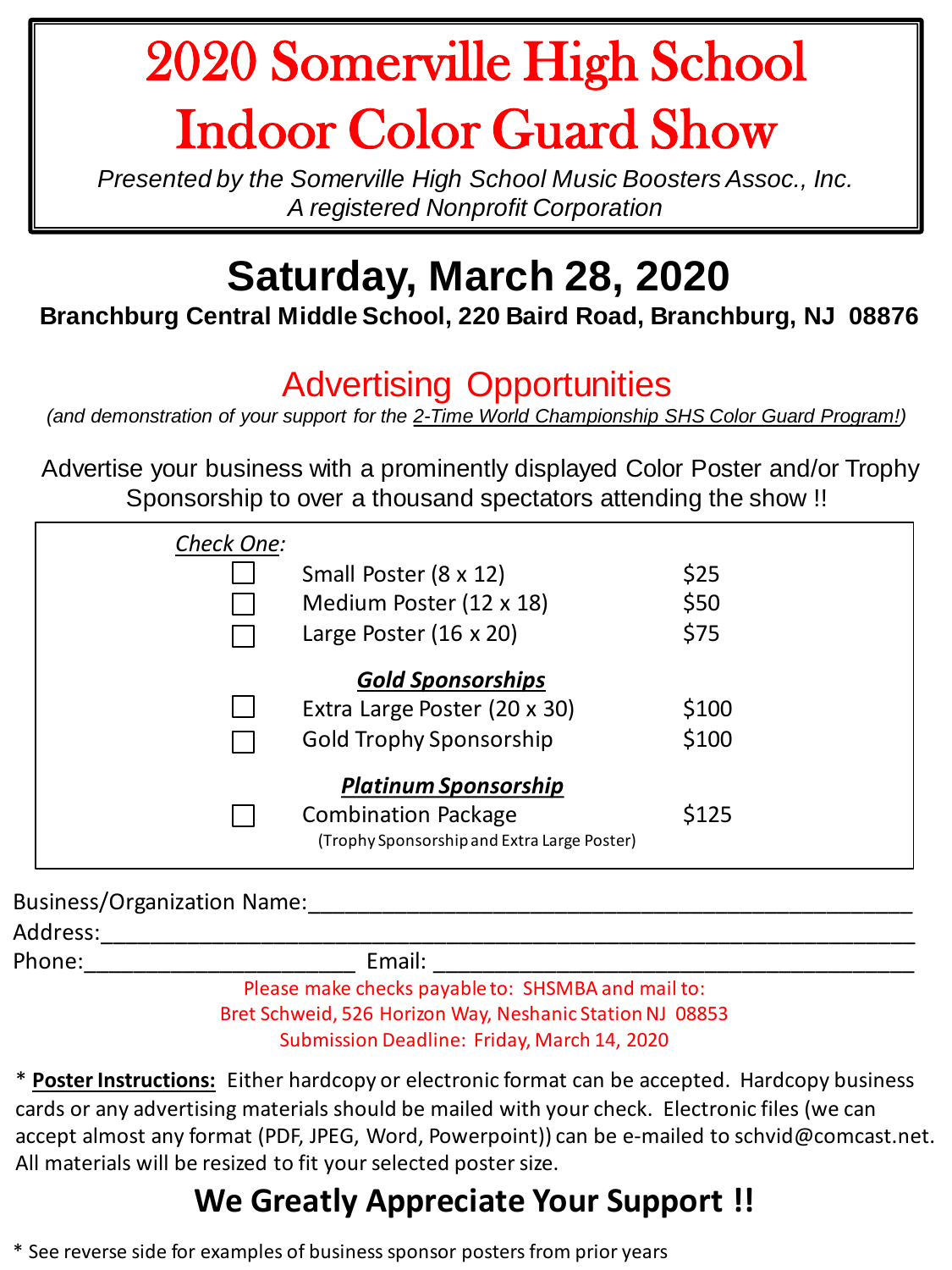# 2020 Somerville High School Indoor Color Guard Show

*Presented by the Somerville High School Music Boosters Assoc., Inc.*
*A registered Nonprofit Corporation*

## Saturday, March 28, 2020

**Branchburg Central Middle School, 220 Baird Road, Branchburg, NJ 08876**

## Advertising Opportunities

*(and demonstration of your support for the 2-Time World Championship SHS Color Guard Program!)*

Advertise your business with a prominently displayed Color Poster and/or Trophy Sponsorship to over a thousand spectators attending the show !!

*Check One:*

- ☐ Small Poster (8 x 12) — $25
- ☐ Medium Poster (12 x 18) — $50
- ☐ Large Poster (16 x 20) — $75

***Gold Sponsorships***

- ☐ Extra Large Poster (20 x 30) — $100
- ☐ Gold Trophy Sponsorship — $100

***Platinum Sponsorship***

- ☐ Combination Package — $125
  (Trophy Sponsorship and Extra Large Poster)

Business/Organization Name:_______________________________________________

Address:_____________________________________________________________

Phone:_____________________ Email: ____________________________________

Please make checks payable to: SHSMBA and mail to:
Bret Schweid, 526 Horizon Way, Neshanic Station NJ 08853
Submission Deadline: Friday, March 14, 2020

* **Poster Instructions:** Either hardcopy or electronic format can be accepted. Hardcopy business cards or any advertising materials should be mailed with your check. Electronic files (we can accept almost any format (PDF, JPEG, Word, Powerpoint)) can be e-mailed to schvid@comcast.net. All materials will be resized to fit your selected poster size.

## We Greatly Appreciate Your Support !!

* See reverse side for examples of business sponsor posters from prior years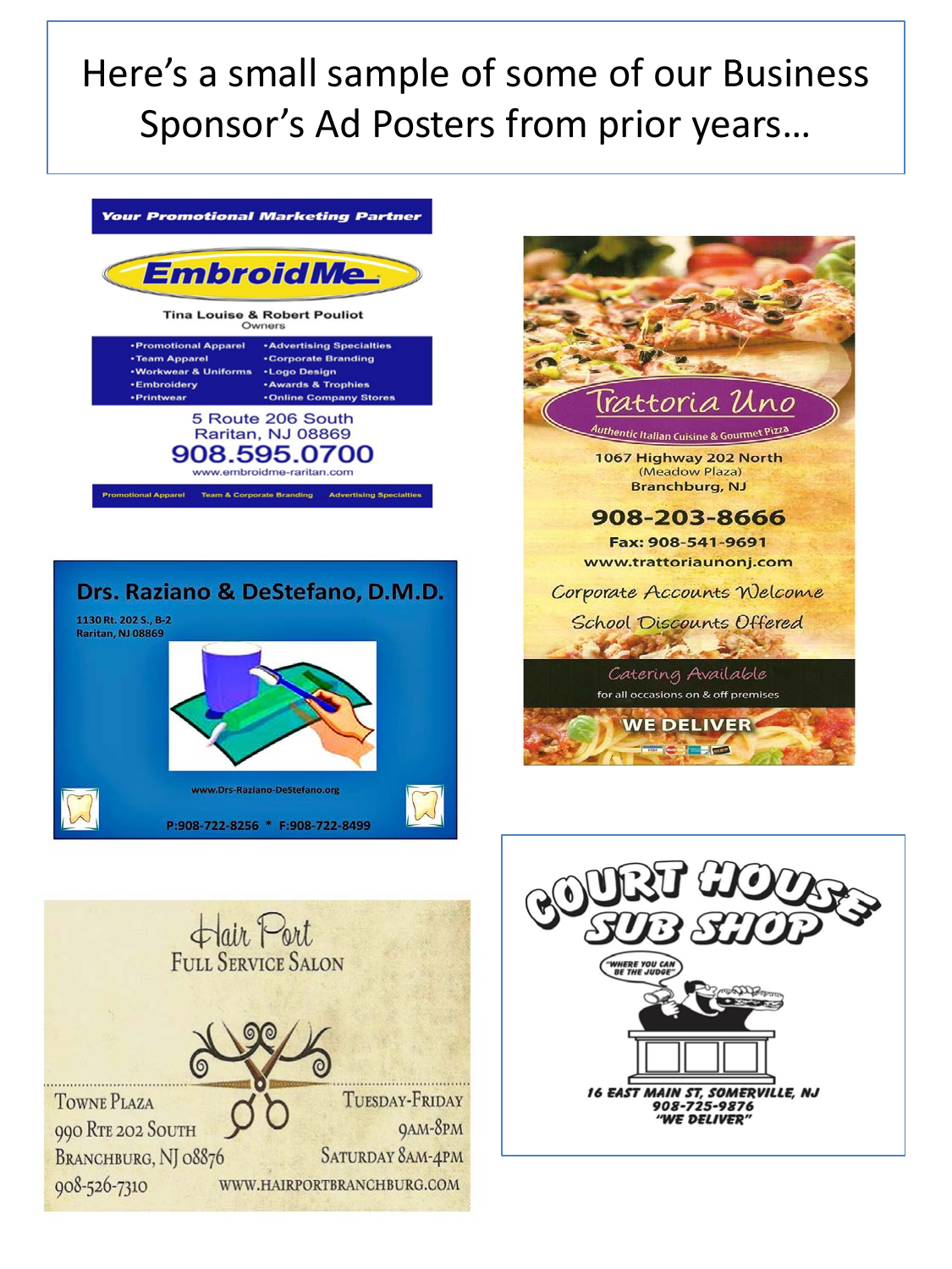Here's a small sample of some of our Business Sponsor's Ad Posters from prior years…

Your Promotional Marketing Partner

**EmbroidMe**

Tina Louise & Robert Pouliot
Owners

- Promotional Apparel
- Team Apparel
- Workwear & Uniforms
- Embroidery
- Printwear
- Advertising Specialties
- Corporate Branding
- Logo Design
- Awards & Trophies
- Online Company Stores

5 Route 206 South
Raritan, NJ 08869
**908.595.0700**
www.embroidme-raritan.com

Promotional Apparel    Team & Corporate Branding    Advertising Specialties

---

**Trattoria Uno**

Authentic Italian Cuisine & Gourmet Pizza

1067 Highway 202 North
(Meadow Plaza)
Branchburg, NJ

**908-203-8666**
Fax: 908-541-9691
www.trattoriaunonj.com

Corporate Accounts Welcome
School Discounts Offered

Catering Available
for all occasions on & off premises

WE DELIVER

---

**Drs. Raziano & DeStefano, D.M.D.**

1130 Rt. 202 S., B-2
Raritan, NJ 08869

www.Drs-Raziano-DeStefano.org

P:908-722-8256 * F:908-722-8499

---

**Hair Port**
Full Service Salon

Towne Plaza
990 Rte 202 South
Branchburg, NJ 08876
908-526-7310

Tuesday-Friday
9AM-8PM
Saturday 8AM-4PM
WWW.HAIRPORTBRANCHBURG.COM

---

**COURT HOUSE SUB SHOP**

"WHERE YOU CAN BE THE JUDGE"

16 EAST MAIN ST, SOMERVILLE, NJ
908-725-9876
"WE DELIVER"